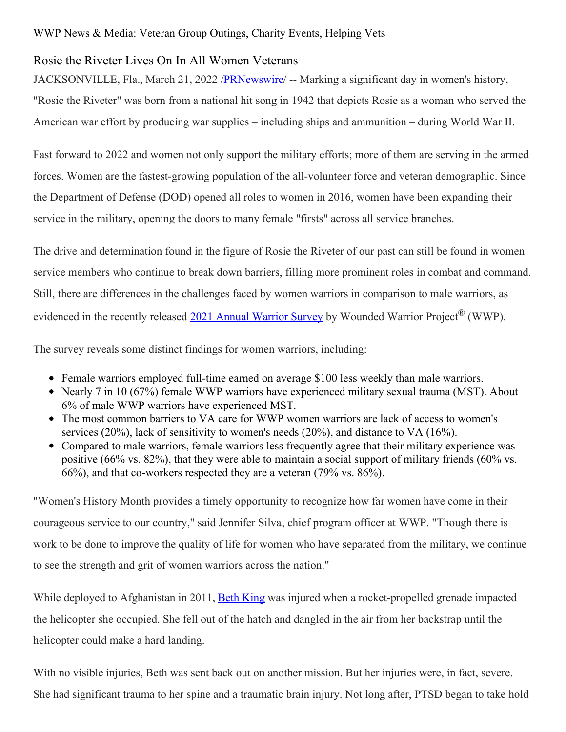WWP News & Media: Veteran Group Outings, Charity Events, Helping Vets

# Rosie the Riveter Lives On In All Women Veterans

JACKSONVILLE, Fla., March 21, 2022 /PRNewswire/ -- Marking a significant day in women's history, "Rosie the Riveter" was born from a national hit song in 1942 that depicts Rosie as a woman who served the American war effort by producing war supplies – including ships and ammunition – during World War II.

Fast forward to 2022 and women not only support the military efforts; more of them are serving in the armed forces. Women are the fastest-growing population of the all-volunteer force and veteran demographic. Since the Department of Defense (DOD) opened all roles to women in 2016, women have been expanding their service in the military, opening the doors to many female "firsts" across all service branches.

The drive and determination found in the figure of Rosie the Riveter of our past can still be found in women service members who continue to break down barriers, filling more prominent roles in combat and command. Still, there are differences in the challenges faced by women warriors in comparison to male warriors, as evidenced in the recently released 2021 Annual Warrior Survey by Wounded Warrior Project® (WWP).

The survey reveals some distinct findings for women warriors, including:

- Female warriors employed full-time earned on average $100 less weekly than male warriors.
- Nearly 7 in 10 (67%) female WWP warriors have experienced military sexual trauma (MST). About 6% of male WWP warriors have experienced MST.
- The most common barriers to VA care for WWP women warriors are lack of access to women's services (20%), lack of sensitivity to women's needs (20%), and distance to VA (16%).
- Compared to male warriors, female warriors less frequently agree that their military experience was positive (66% vs. 82%), that they were able to maintain a social support of military friends (60% vs. 66%), and that co-workers respected they are a veteran (79% vs. 86%).

"Women's History Month provides a timely opportunity to recognize how far women have come in their courageous service to our country," said Jennifer Silva, chief program officer at WWP. "Though there is work to be done to improve the quality of life for women who have separated from the military, we continue to see the strength and grit of women warriors across the nation."

While deployed to Afghanistan in 2011, Beth King was injured when a rocket-propelled grenade impacted the helicopter she occupied. She fell out of the hatch and dangled in the air from her backstrap until the helicopter could make a hard landing.

With no visible injuries, Beth was sent back out on another mission. But her injuries were, in fact, severe. She had significant trauma to her spine and a traumatic brain injury. Not long after, PTSD began to take hold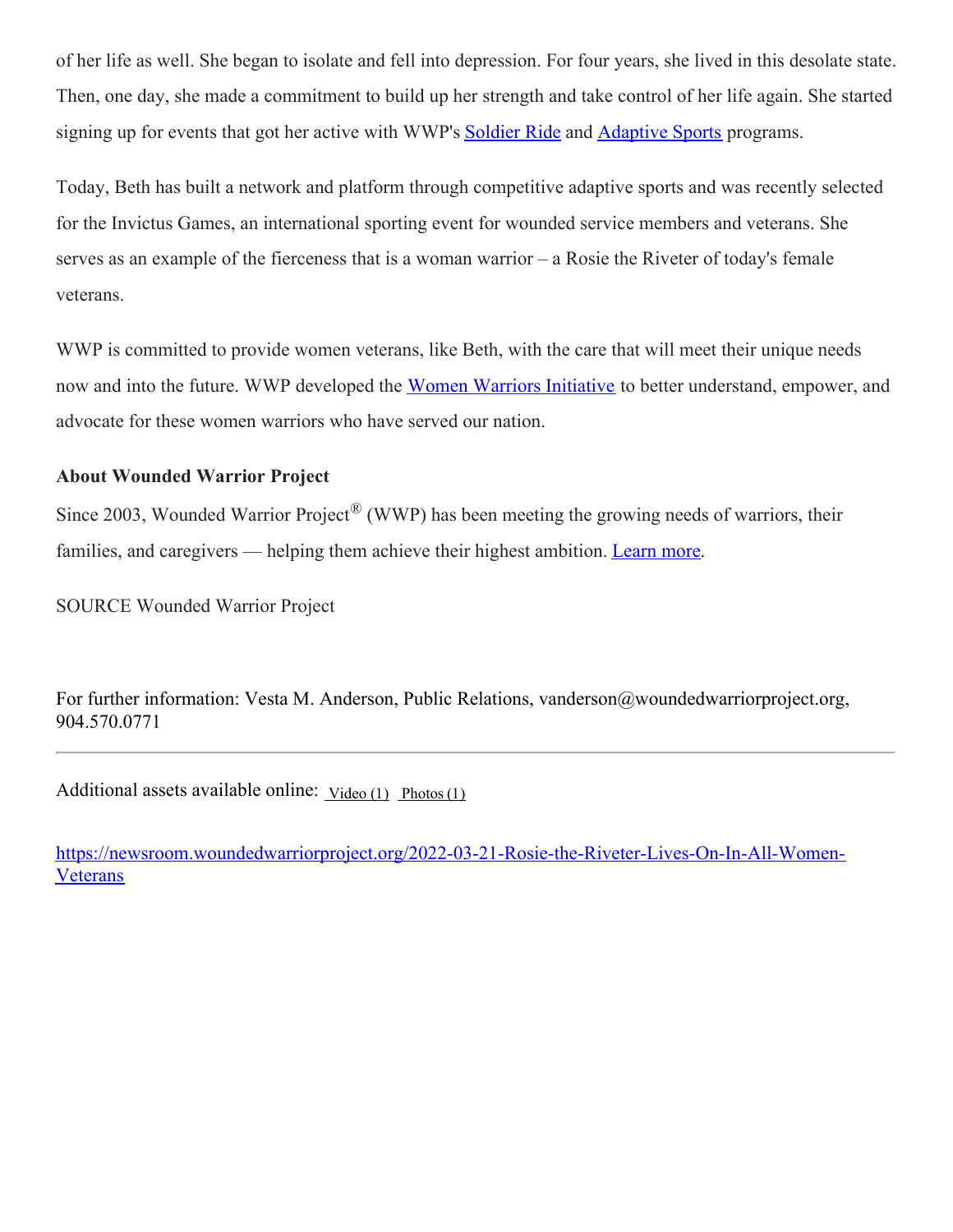of her life as well. She began to isolate and fell into depression. For four years, she lived in this desolate state. Then, one day, she made a commitment to build up her strength and take control of her life again. She started signing up for events that got her active with WWP's [Soldier Ride]() and [Adaptive Sports]() programs.

Today, Beth has built a network and platform through competitive adaptive sports and was recently selected for the Invictus Games, an international sporting event for wounded service members and veterans. She serves as an example of the fierceness that is a woman warrior – a Rosie the Riveter of today's female veterans.

WWP is committed to provide women veterans, like Beth, with the care that will meet their unique needs now and into the future. WWP developed the [Women Warriors Initiative]() to better understand, empower, and advocate for these women warriors who have served our nation.

**About Wounded Warrior Project**

Since 2003, Wounded Warrior Project® (WWP) has been meeting the growing needs of warriors, their families, and caregivers — helping them achieve their highest ambition. [Learn more]().

SOURCE Wounded Warrior Project

For further information: Vesta M. Anderson, Public Relations, vanderson@woundedwarriorproject.org, 904.570.0771

---

Additional assets available online: Video (1) Photos (1)

https://newsroom.woundedwarriorproject.org/2022-03-21-Rosie-the-Riveter-Lives-On-In-All-Women-Veterans